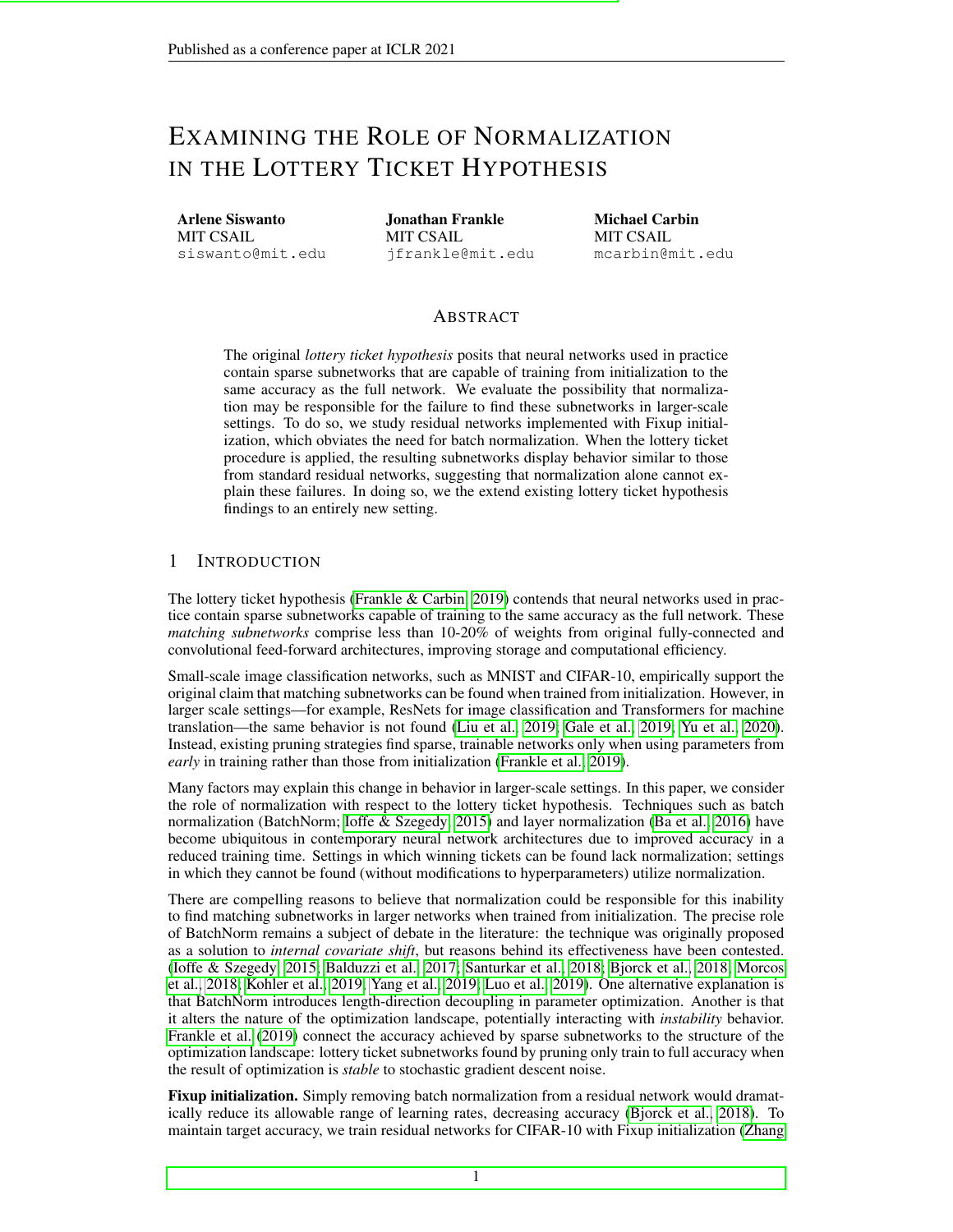# Examining the Role of Normalization in the Lottery Ticket Hypothesis

**Arlene Siswanto**
MIT CSAIL
siswanto@mit.edu

**Jonathan Frankle**
MIT CSAIL
jfrankle@mit.edu

**Michael Carbin**
MIT CSAIL
mcarbin@mit.edu

## Abstract

The original *lottery ticket hypothesis* posits that neural networks used in practice contain sparse subnetworks that are capable of training from initialization to the same accuracy as the full network. We evaluate the possibility that normalization may be responsible for the failure to find these subnetworks in larger-scale settings. To do so, we study residual networks implemented with Fixup initialization, which obviates the need for batch normalization. When the lottery ticket procedure is applied, the resulting subnetworks display behavior similar to those from standard residual networks, suggesting that normalization alone cannot explain these failures. In doing so, we the extend existing lottery ticket hypothesis findings to an entirely new setting.

## 1 Introduction

The lottery ticket hypothesis (Frankle & Carbin, 2019) contends that neural networks used in practice contain sparse subnetworks capable of training to the same accuracy as the full network. These *matching subnetworks* comprise less than 10-20% of weights from original fully-connected and convolutional feed-forward architectures, improving storage and computational efficiency.

Small-scale image classification networks, such as MNIST and CIFAR-10, empirically support the original claim that matching subnetworks can be found when trained from initialization. However, in larger scale settings—for example, ResNets for image classification and Transformers for machine translation—the same behavior is not found (Liu et al., 2019; Gale et al., 2019; Yu et al., 2020). Instead, existing pruning strategies find sparse, trainable networks only when using parameters from *early* in training rather than those from initialization (Frankle et al., 2019).

Many factors may explain this change in behavior in larger-scale settings. In this paper, we consider the role of normalization with respect to the lottery ticket hypothesis. Techniques such as batch normalization (BatchNorm; Ioffe & Szegedy, 2015) and layer normalization (Ba et al., 2016) have become ubiquitous in contemporary neural network architectures due to improved accuracy in a reduced training time. Settings in which winning tickets can be found lack normalization; settings in which they cannot be found (without modifications to hyperparameters) utilize normalization.

There are compelling reasons to believe that normalization could be responsible for this inability to find matching subnetworks in larger networks when trained from initialization. The precise role of BatchNorm remains a subject of debate in the literature: the technique was originally proposed as a solution to *internal covariate shift*, but reasons behind its effectiveness have been contested. (Ioffe & Szegedy, 2015; Balduzzi et al., 2017; Santurkar et al., 2018; Bjorck et al., 2018; Morcos et al., 2018; Kohler et al., 2019; Yang et al., 2019; Luo et al., 2019). One alternative explanation is that BatchNorm introduces length-direction decoupling in parameter optimization. Another is that it alters the nature of the optimization landscape, potentially interacting with *instability* behavior. Frankle et al. (2019) connect the accuracy achieved by sparse subnetworks to the structure of the optimization landscape: lottery ticket subnetworks found by pruning only train to full accuracy when the result of optimization is *stable* to stochastic gradient descent noise.

**Fixup initialization.** Simply removing batch normalization from a residual network would dramatically reduce its allowable range of learning rates, decreasing accuracy (Bjorck et al., 2018). To maintain target accuracy, we train residual networks for CIFAR-10 with Fixup initialization (Zhang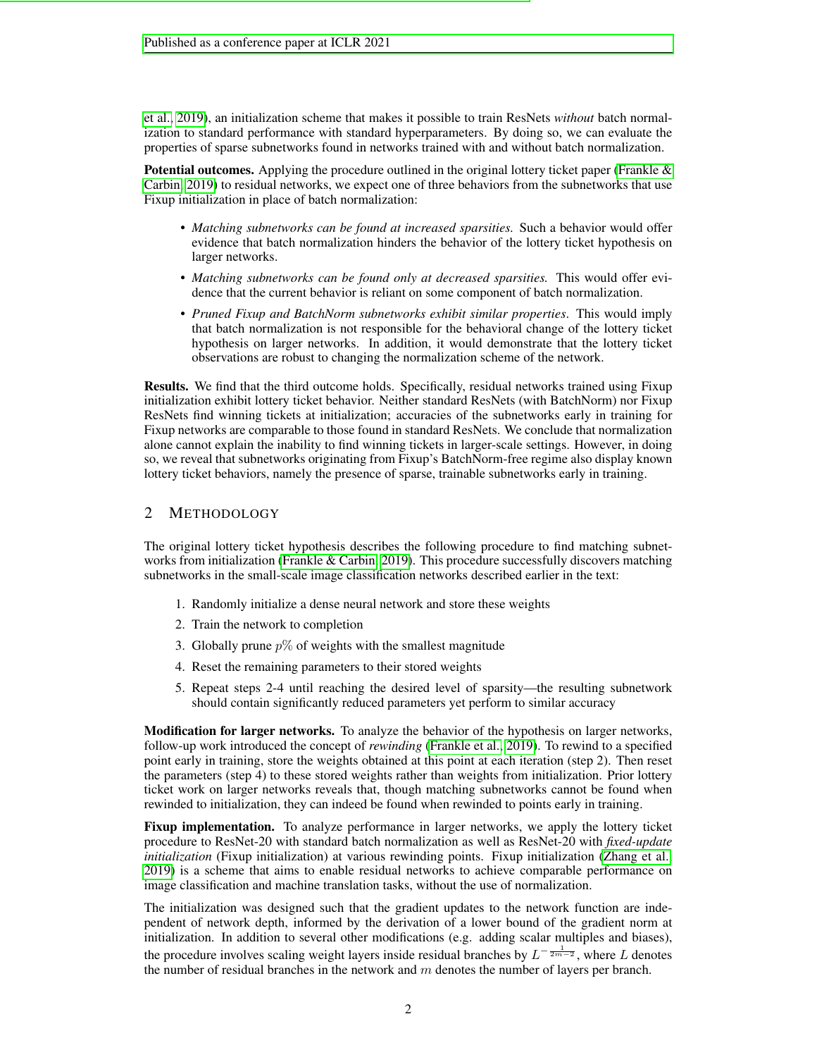et al., 2019), an initialization scheme that makes it possible to train ResNets *without* batch normalization to standard performance with standard hyperparameters. By doing so, we can evaluate the properties of sparse subnetworks found in networks trained with and without batch normalization.

**Potential outcomes.** Applying the procedure outlined in the original lottery ticket paper (Frankle & Carbin, 2019) to residual networks, we expect one of three behaviors from the subnetworks that use Fixup initialization in place of batch normalization:

- *Matching subnetworks can be found at increased sparsities.* Such a behavior would offer evidence that batch normalization hinders the behavior of the lottery ticket hypothesis on larger networks.
- *Matching subnetworks can be found only at decreased sparsities.* This would offer evidence that the current behavior is reliant on some component of batch normalization.
- *Pruned Fixup and BatchNorm subnetworks exhibit similar properties*. This would imply that batch normalization is not responsible for the behavioral change of the lottery ticket hypothesis on larger networks. In addition, it would demonstrate that the lottery ticket observations are robust to changing the normalization scheme of the network.

**Results.** We find that the third outcome holds. Specifically, residual networks trained using Fixup initialization exhibit lottery ticket behavior. Neither standard ResNets (with BatchNorm) nor Fixup ResNets find winning tickets at initialization; accuracies of the subnetworks early in training for Fixup networks are comparable to those found in standard ResNets. We conclude that normalization alone cannot explain the inability to find winning tickets in larger-scale settings. However, in doing so, we reveal that subnetworks originating from Fixup's BatchNorm-free regime also display known lottery ticket behaviors, namely the presence of sparse, trainable subnetworks early in training.

## 2 Methodology

The original lottery ticket hypothesis describes the following procedure to find matching subnetworks from initialization (Frankle & Carbin, 2019). This procedure successfully discovers matching subnetworks in the small-scale image classification networks described earlier in the text:

1. Randomly initialize a dense neural network and store these weights
2. Train the network to completion
3. Globally prune $p\%$ of weights with the smallest magnitude
4. Reset the remaining parameters to their stored weights
5. Repeat steps 2-4 until reaching the desired level of sparsity—the resulting subnetwork should contain significantly reduced parameters yet perform to similar accuracy

**Modification for larger networks.** To analyze the behavior of the hypothesis on larger networks, follow-up work introduced the concept of *rewinding* (Frankle et al., 2019). To rewind to a specified point early in training, store the weights obtained at this point at each iteration (step 2). Then reset the parameters (step 4) to these stored weights rather than weights from initialization. Prior lottery ticket work on larger networks reveals that, though matching subnetworks cannot be found when rewinded to initialization, they can indeed be found when rewinded to points early in training.

**Fixup implementation.** To analyze performance in larger networks, we apply the lottery ticket procedure to ResNet-20 with standard batch normalization as well as ResNet-20 with *fixed-update initialization* (Fixup initialization) at various rewinding points. Fixup initialization (Zhang et al., 2019) is a scheme that aims to enable residual networks to achieve comparable performance on image classification and machine translation tasks, without the use of normalization.

The initialization was designed such that the gradient updates to the network function are independent of network depth, informed by the derivation of a lower bound of the gradient norm at initialization. In addition to several other modifications (e.g. adding scalar multiples and biases), the procedure involves scaling weight layers inside residual branches by $L^{-\frac{1}{2m-2}}$, where $L$ denotes the number of residual branches in the network and $m$ denotes the number of layers per branch.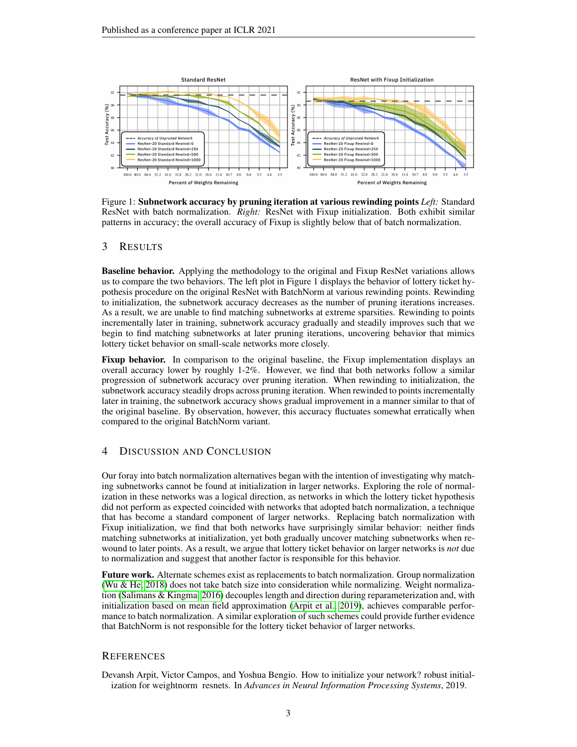Figure 1: **Subnetwork accuracy by pruning iteration at various rewinding points** *Left:* Standard ResNet with batch normalization. *Right:* ResNet with Fixup initialization. Both exhibit similar patterns in accuracy; the overall accuracy of Fixup is slightly below that of batch normalization.

## 3 Results

**Baseline behavior.** Applying the methodology to the original and Fixup ResNet variations allows us to compare the two behaviors. Figure 1 displays the behavior of lottery ticket hypothesis procedure on the original ResNet with BatchNorm at various rewinding points. Rewinding to initialization, the subnetwork accuracy decreases as the number of pruning iterations increases. As a result, we are unable to find matching subnetworks at extreme sparsities. Rewinding to points incrementally later in training, subnetwork accuracy gradually and steadily improves such that we begin to find matching subnetworks at later pruning iterations, uncovering behavior that mimics lottery ticket behavior on small-scale networks more closely.

**Fixup behavior.** In comparison to the original baseline, the Fixup implementation displays an overall accuracy lower by roughly 1-2%. However, we find that both networks follow a similar progression of subnetwork accuracy over pruning iteration. When rewinding to initialization, the subnetwork accuracy steadily drops across pruning iteration. When rewinded to points incrementally later in training, the subnetwork accuracy shows gradual improvement in a manner similar to that of the original baseline. By observation, however, this accuracy fluctuates somewhat erratically when compared to the original BatchNorm variant.

## 4 Discussion and Conclusion

Our foray into batch normalization alternatives began with the intention of investigating why matching subnetworks cannot be found at initialization in larger networks. Exploring the role of normalization in these networks was a logical direction, as networks in which the lottery ticket hypothesis did not perform as expected coincided with networks that adopted batch normalization, a technique that has become a standard component of larger networks. Replacing batch normalization with Fixup initialization, we find that both networks have surprisingly similar behavior: neither finds matching subnetworks at initialization, yet both gradually uncover matching subnetworks when rewound to later points. As a result, we argue that lottery ticket behavior on larger networks is *not* due to normalization and suggest that another factor is responsible for this behavior.

**Future work.** Alternate schemes exist as replacements to batch normalization. Group normalization (Wu & He, 2018) does not take batch size into consideration while normalizing. Weight normalization (Salimans & Kingma, 2016) decouples length and direction during reparameterization and, with initialization based on mean field approximation (Arpit et al., 2019), achieves comparable performance to batch normalization. A similar exploration of such schemes could provide further evidence that BatchNorm is not responsible for the lottery ticket behavior of larger networks.

## References

Devansh Arpit, Victor Campos, and Yoshua Bengio. How to initialize your network? robust initialization for weightnorm resnets. In *Advances in Neural Information Processing Systems*, 2019.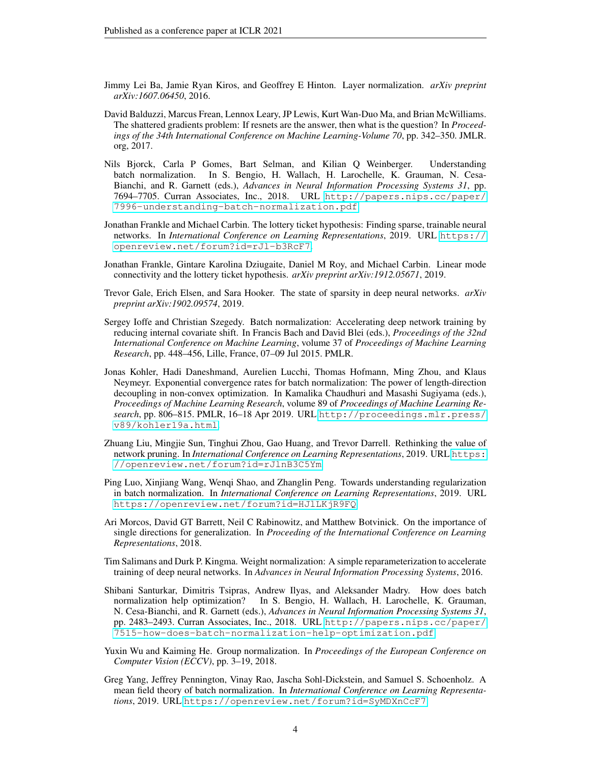Jimmy Lei Ba, Jamie Ryan Kiros, and Geoffrey E Hinton. Layer normalization. *arXiv preprint arXiv:1607.06450*, 2016.

David Balduzzi, Marcus Frean, Lennox Leary, JP Lewis, Kurt Wan-Duo Ma, and Brian McWilliams. The shattered gradients problem: If resnets are the answer, then what is the question? In *Proceedings of the 34th International Conference on Machine Learning-Volume 70*, pp. 342–350. JMLR. org, 2017.

Nils Bjorck, Carla P Gomes, Bart Selman, and Kilian Q Weinberger. Understanding batch normalization. In S. Bengio, H. Wallach, H. Larochelle, K. Grauman, N. Cesa-Bianchi, and R. Garnett (eds.), *Advances in Neural Information Processing Systems 31*, pp. 7694–7705. Curran Associates, Inc., 2018. URL http://papers.nips.cc/paper/7996-understanding-batch-normalization.pdf.

Jonathan Frankle and Michael Carbin. The lottery ticket hypothesis: Finding sparse, trainable neural networks. In *International Conference on Learning Representations*, 2019. URL https://openreview.net/forum?id=rJl-b3RcF7.

Jonathan Frankle, Gintare Karolina Dziugaite, Daniel M Roy, and Michael Carbin. Linear mode connectivity and the lottery ticket hypothesis. *arXiv preprint arXiv:1912.05671*, 2019.

Trevor Gale, Erich Elsen, and Sara Hooker. The state of sparsity in deep neural networks. *arXiv preprint arXiv:1902.09574*, 2019.

Sergey Ioffe and Christian Szegedy. Batch normalization: Accelerating deep network training by reducing internal covariate shift. In Francis Bach and David Blei (eds.), *Proceedings of the 32nd International Conference on Machine Learning*, volume 37 of *Proceedings of Machine Learning Research*, pp. 448–456, Lille, France, 07–09 Jul 2015. PMLR.

Jonas Kohler, Hadi Daneshmand, Aurelien Lucchi, Thomas Hofmann, Ming Zhou, and Klaus Neymeyr. Exponential convergence rates for batch normalization: The power of length-direction decoupling in non-convex optimization. In Kamalika Chaudhuri and Masashi Sugiyama (eds.), *Proceedings of Machine Learning Research*, volume 89 of *Proceedings of Machine Learning Research*, pp. 806–815. PMLR, 16–18 Apr 2019. URL http://proceedings.mlr.press/v89/kohler19a.html.

Zhuang Liu, Mingjie Sun, Tinghui Zhou, Gao Huang, and Trevor Darrell. Rethinking the value of network pruning. In *International Conference on Learning Representations*, 2019. URL https://openreview.net/forum?id=rJlnB3C5Ym.

Ping Luo, Xinjiang Wang, Wenqi Shao, and Zhanglin Peng. Towards understanding regularization in batch normalization. In *International Conference on Learning Representations*, 2019. URL https://openreview.net/forum?id=HJlLKjR9FQ.

Ari Morcos, David GT Barrett, Neil C Rabinowitz, and Matthew Botvinick. On the importance of single directions for generalization. In *Proceeding of the International Conference on Learning Representations*, 2018.

Tim Salimans and Durk P. Kingma. Weight normalization: A simple reparameterization to accelerate training of deep neural networks. In *Advances in Neural Information Processing Systems*, 2016.

Shibani Santurkar, Dimitris Tsipras, Andrew Ilyas, and Aleksander Madry. How does batch normalization help optimization? In S. Bengio, H. Wallach, H. Larochelle, K. Grauman, N. Cesa-Bianchi, and R. Garnett (eds.), *Advances in Neural Information Processing Systems 31*, pp. 2483–2493. Curran Associates, Inc., 2018. URL http://papers.nips.cc/paper/7515-how-does-batch-normalization-help-optimization.pdf.

Yuxin Wu and Kaiming He. Group normalization. In *Proceedings of the European Conference on Computer Vision (ECCV)*, pp. 3–19, 2018.

Greg Yang, Jeffrey Pennington, Vinay Rao, Jascha Sohl-Dickstein, and Samuel S. Schoenholz. A mean field theory of batch normalization. In *International Conference on Learning Representations*, 2019. URL https://openreview.net/forum?id=SyMDXnCcF7.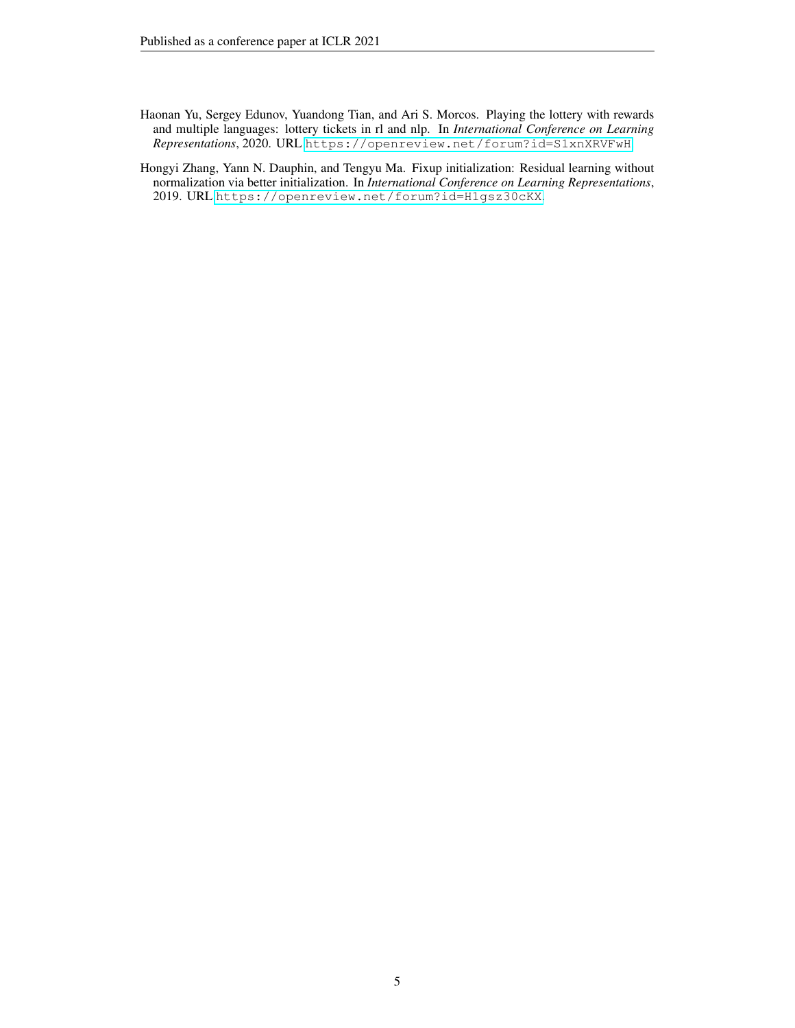Haonan Yu, Sergey Edunov, Yuandong Tian, and Ari S. Morcos. Playing the lottery with rewards and multiple languages: lottery tickets in rl and nlp. In *International Conference on Learning Representations*, 2020. URL https://openreview.net/forum?id=S1xnXRVFwH.

Hongyi Zhang, Yann N. Dauphin, and Tengyu Ma. Fixup initialization: Residual learning without normalization via better initialization. In *International Conference on Learning Representations*, 2019. URL https://openreview.net/forum?id=H1gsz30cKX.